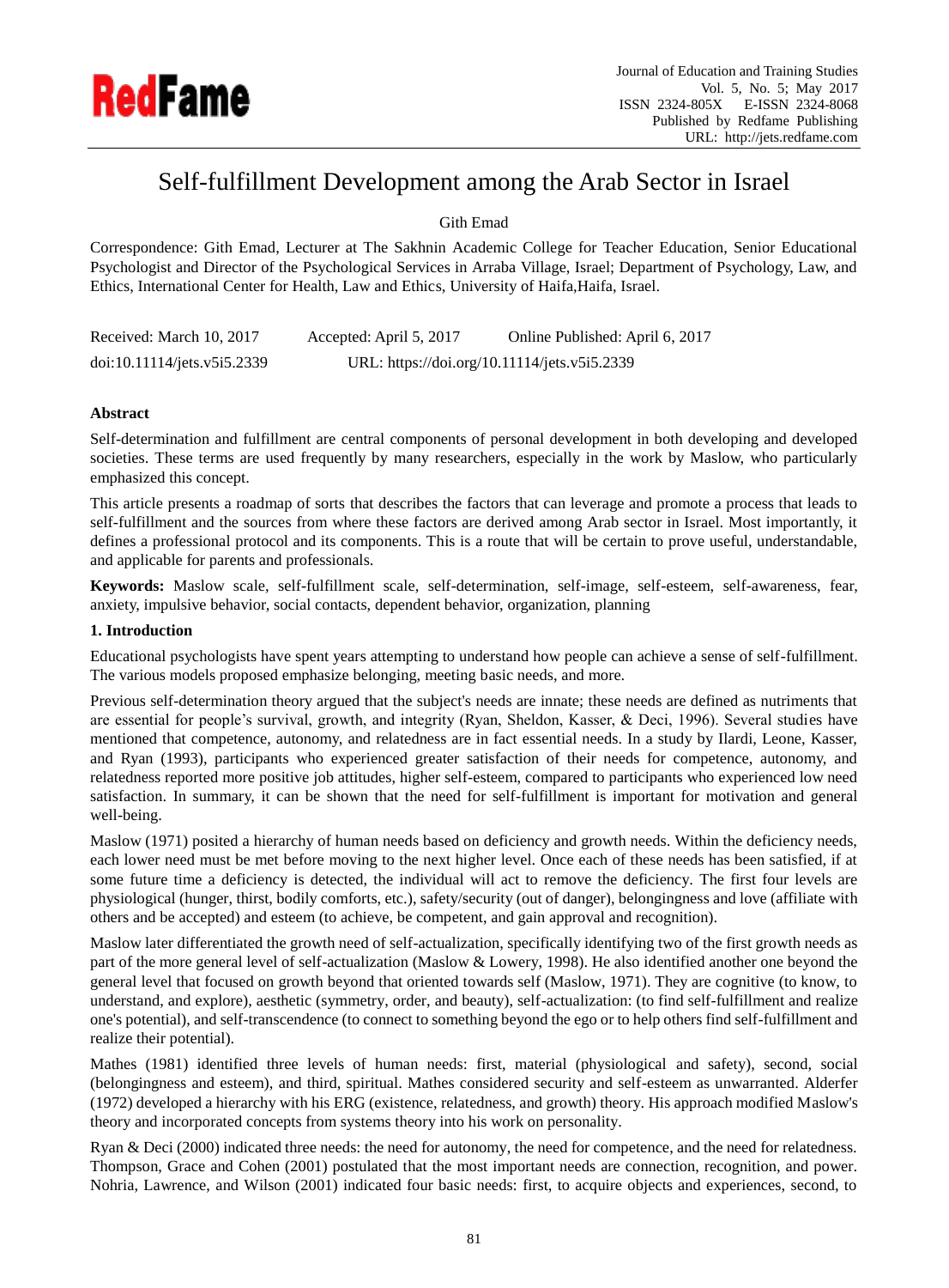# Self-fulfillment Development among the Arab Sector in Israel

Gith Emad

Correspondence: Gith Emad, Lecturer at The Sakhnin Academic College for Teacher Education, Senior Educational Psychologist and Director of the Psychological Services in Arraba Village, Israel; Department of Psychology, Law, and Ethics, International Center for Health, Law and Ethics, University of Haifa,Haifa, Israel.

Received: March 10, 2017 Accepted: April 5, 2017 Online Published: April 6, 2017

doi:10.11114/jets.v5i5.2339 URL: https://doi.org/10.11114/jets.v5i5.2339

**Abstract**

Self-determination and fulfillment are central components of personal development in both developing and developed societies. These terms are used frequently by many researchers, especially in the work by Maslow, who particularly emphasized this concept.

This article presents a roadmap of sorts that describes the factors that can leverage and promote a process that leads to self-fulfillment and the sources from where these factors are derived among Arab sector in Israel. Most importantly, it defines a professional protocol and its components. This is a route that will be certain to prove useful, understandable, and applicable for parents and professionals.

**Keywords:** Maslow scale, self-fulfillment scale, self-determination, self-image, self-esteem, self-awareness, fear, anxiety, impulsive behavior, social contacts, dependent behavior, organization, planning

## 1. Introduction

Educational psychologists have spent years attempting to understand how people can achieve a sense of self-fulfillment. The various models proposed emphasize belonging, meeting basic needs, and more.

Previous self-determination theory argued that the subject's needs are innate; these needs are defined as nutriments that are essential for people's survival, growth, and integrity (Ryan, Sheldon, Kasser, & Deci, 1996). Several studies have mentioned that competence, autonomy, and relatedness are in fact essential needs. In a study by Ilardi, Leone, Kasser, and Ryan (1993), participants who experienced greater satisfaction of their needs for competence, autonomy, and relatedness reported more positive job attitudes, higher self-esteem, compared to participants who experienced low need satisfaction. In summary, it can be shown that the need for self-fulfillment is important for motivation and general well-being.

Maslow (1971) posited a hierarchy of human needs based on deficiency and growth needs. Within the deficiency needs, each lower need must be met before moving to the next higher level. Once each of these needs has been satisfied, if at some future time a deficiency is detected, the individual will act to remove the deficiency. The first four levels are physiological (hunger, thirst, bodily comforts, etc.), safety/security (out of danger), belongingness and love (affiliate with others and be accepted) and esteem (to achieve, be competent, and gain approval and recognition).

Maslow later differentiated the growth need of self-actualization, specifically identifying two of the first growth needs as part of the more general level of self-actualization (Maslow & Lowery, 1998). He also identified another one beyond the general level that focused on growth beyond that oriented towards self (Maslow, 1971). They are cognitive (to know, to understand, and explore), aesthetic (symmetry, order, and beauty), self-actualization: (to find self-fulfillment and realize one's potential), and self-transcendence (to connect to something beyond the ego or to help others find self-fulfillment and realize their potential).

Mathes (1981) identified three levels of human needs: first, material (physiological and safety), second, social (belongingness and esteem), and third, spiritual. Mathes considered security and self-esteem as unwarranted. Alderfer (1972) developed a hierarchy with his ERG (existence, relatedness, and growth) theory. His approach modified Maslow's theory and incorporated concepts from systems theory into his work on personality.

Ryan & Deci (2000) indicated three needs: the need for autonomy, the need for competence, and the need for relatedness. Thompson, Grace and Cohen (2001) postulated that the most important needs are connection, recognition, and power. Nohria, Lawrence, and Wilson (2001) indicated four basic needs: first, to acquire objects and experiences, second, to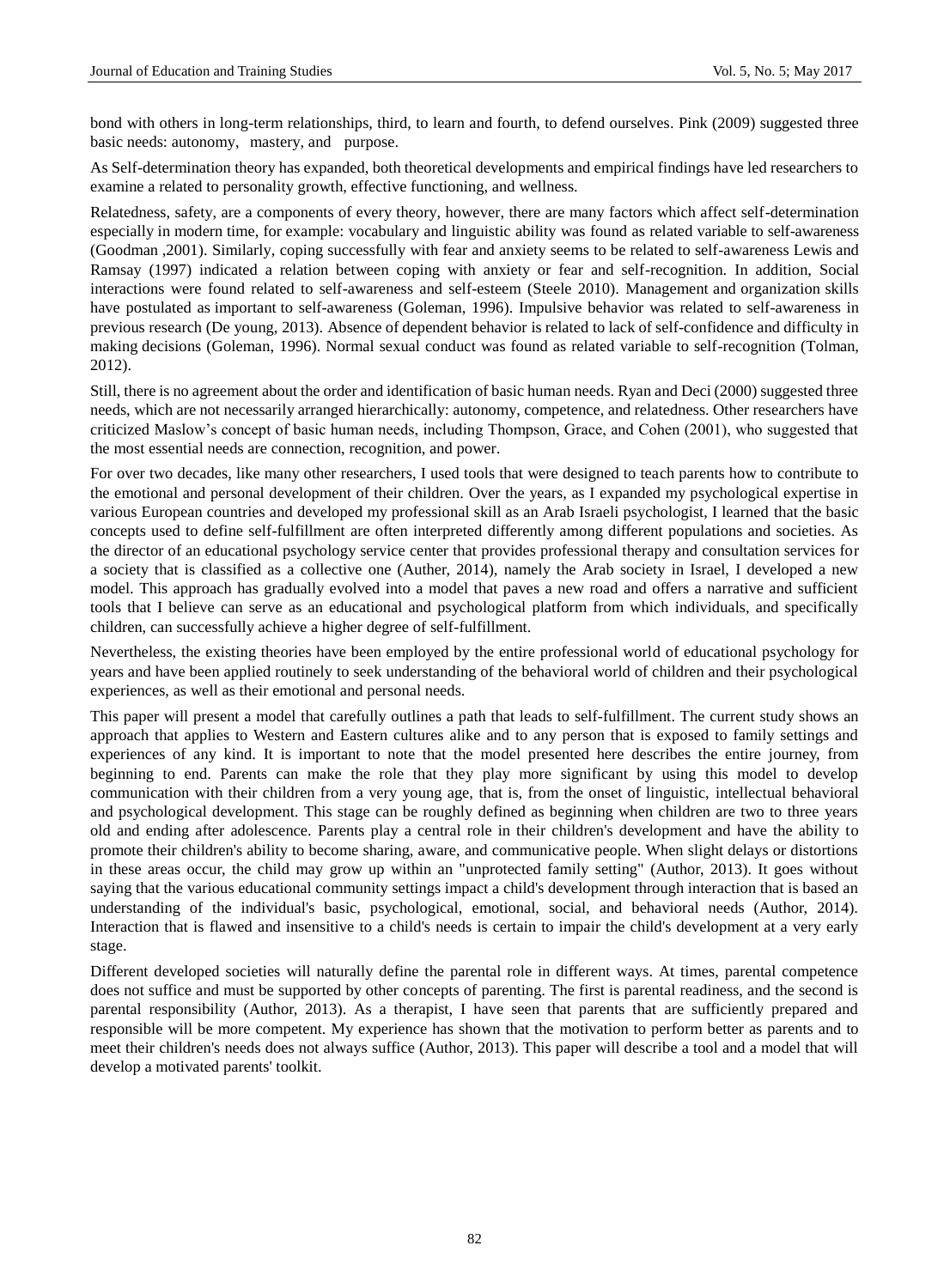bond with others in long-term relationships, third, to learn and fourth, to defend ourselves. Pink (2009) suggested three basic needs: autonomy, mastery, and purpose.

As Self-determination theory has expanded, both theoretical developments and empirical findings have led researchers to examine a related to personality growth, effective functioning, and wellness.

Relatedness, safety, are a components of every theory, however, there are many factors which affect self-determination especially in modern time, for example: vocabulary and linguistic ability was found as related variable to self-awareness (Goodman ,2001). Similarly, coping successfully with fear and anxiety seems to be related to self-awareness Lewis and Ramsay (1997) indicated a relation between coping with anxiety or fear and self-recognition. In addition, Social interactions were found related to self-awareness and self-esteem (Steele 2010). Management and organization skills have postulated as important to self-awareness (Goleman, 1996). Impulsive behavior was related to self-awareness in previous research (De young, 2013). Absence of dependent behavior is related to lack of self-confidence and difficulty in making decisions (Goleman, 1996). Normal sexual conduct was found as related variable to self-recognition (Tolman, 2012).

Still, there is no agreement about the order and identification of basic human needs. Ryan and Deci (2000) suggested three needs, which are not necessarily arranged hierarchically: autonomy, competence, and relatedness. Other researchers have criticized Maslow's concept of basic human needs, including Thompson, Grace, and Cohen (2001), who suggested that the most essential needs are connection, recognition, and power.

For over two decades, like many other researchers, I used tools that were designed to teach parents how to contribute to the emotional and personal development of their children. Over the years, as I expanded my psychological expertise in various European countries and developed my professional skill as an Arab Israeli psychologist, I learned that the basic concepts used to define self-fulfillment are often interpreted differently among different populations and societies. As the director of an educational psychology service center that provides professional therapy and consultation services for a society that is classified as a collective one (Auther, 2014), namely the Arab society in Israel, I developed a new model. This approach has gradually evolved into a model that paves a new road and offers a narrative and sufficient tools that I believe can serve as an educational and psychological platform from which individuals, and specifically children, can successfully achieve a higher degree of self-fulfillment.

Nevertheless, the existing theories have been employed by the entire professional world of educational psychology for years and have been applied routinely to seek understanding of the behavioral world of children and their psychological experiences, as well as their emotional and personal needs.

This paper will present a model that carefully outlines a path that leads to self-fulfillment. The current study shows an approach that applies to Western and Eastern cultures alike and to any person that is exposed to family settings and experiences of any kind. It is important to note that the model presented here describes the entire journey, from beginning to end. Parents can make the role that they play more significant by using this model to develop communication with their children from a very young age, that is, from the onset of linguistic, intellectual behavioral and psychological development. This stage can be roughly defined as beginning when children are two to three years old and ending after adolescence. Parents play a central role in their children's development and have the ability to promote their children's ability to become sharing, aware, and communicative people. When slight delays or distortions in these areas occur, the child may grow up within an "unprotected family setting" (Author, 2013). It goes without saying that the various educational community settings impact a child's development through interaction that is based an understanding of the individual's basic, psychological, emotional, social, and behavioral needs (Author, 2014). Interaction that is flawed and insensitive to a child's needs is certain to impair the child's development at a very early stage.

Different developed societies will naturally define the parental role in different ways. At times, parental competence does not suffice and must be supported by other concepts of parenting. The first is parental readiness, and the second is parental responsibility (Author, 2013). As a therapist, I have seen that parents that are sufficiently prepared and responsible will be more competent. My experience has shown that the motivation to perform better as parents and to meet their children's needs does not always suffice (Author, 2013). This paper will describe a tool and a model that will develop a motivated parents' toolkit.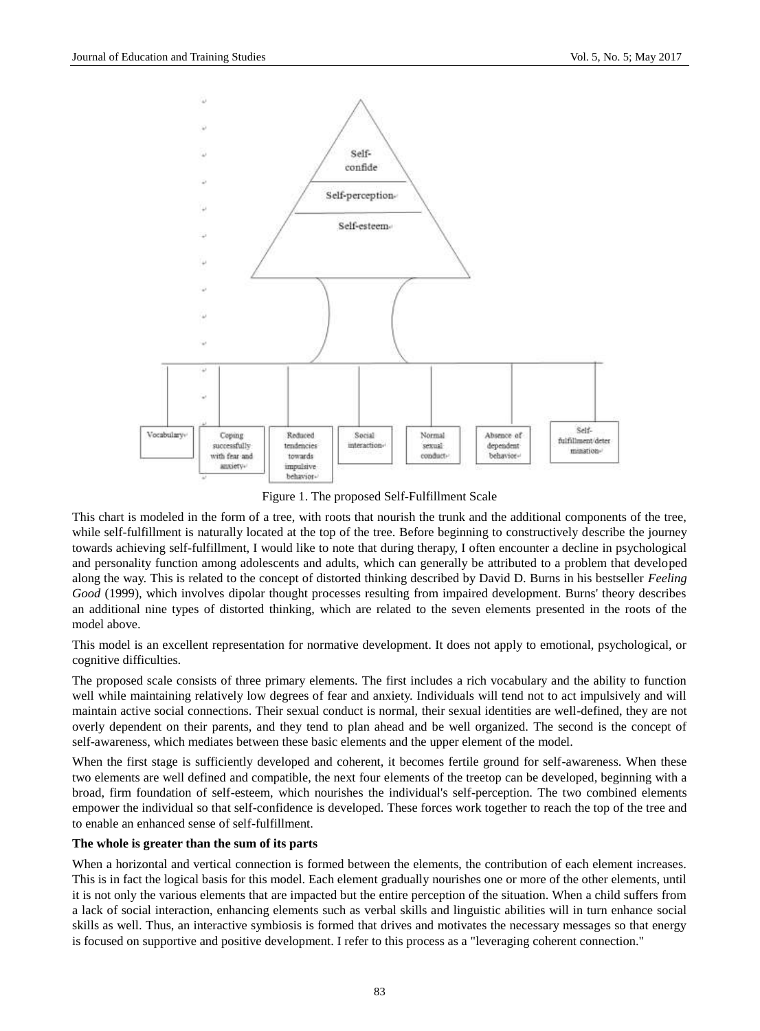Self-confide

Self-perception

Self-esteem

Vocabulary

Coping successfully with fear and anxiety

Reduced tendencies towards impulsive behavior

Social interaction

Normal sexual conduct

Absence of dependent behavior

Self-fulfillment/determination

Figure 1. The proposed Self-Fulfillment Scale

This chart is modeled in the form of a tree, with roots that nourish the trunk and the additional components of the tree, while self-fulfillment is naturally located at the top of the tree. Before beginning to constructively describe the journey towards achieving self-fulfillment, I would like to note that during therapy, I often encounter a decline in psychological and personality function among adolescents and adults, which can generally be attributed to a problem that developed along the way. This is related to the concept of distorted thinking described by David D. Burns in his bestseller *Feeling Good* (1999), which involves dipolar thought processes resulting from impaired development. Burns' theory describes an additional nine types of distorted thinking, which are related to the seven elements presented in the roots of the model above.

This model is an excellent representation for normative development. It does not apply to emotional, psychological, or cognitive difficulties.

The proposed scale consists of three primary elements. The first includes a rich vocabulary and the ability to function well while maintaining relatively low degrees of fear and anxiety. Individuals will tend not to act impulsively and will maintain active social connections. Their sexual conduct is normal, their sexual identities are well-defined, they are not overly dependent on their parents, and they tend to plan ahead and be well organized. The second is the concept of self-awareness, which mediates between these basic elements and the upper element of the model.

When the first stage is sufficiently developed and coherent, it becomes fertile ground for self-awareness. When these two elements are well defined and compatible, the next four elements of the treetop can be developed, beginning with a broad, firm foundation of self-esteem, which nourishes the individual's self-perception. The two combined elements empower the individual so that self-confidence is developed. These forces work together to reach the top of the tree and to enable an enhanced sense of self-fulfillment.

**The whole is greater than the sum of its parts**

When a horizontal and vertical connection is formed between the elements, the contribution of each element increases. This is in fact the logical basis for this model. Each element gradually nourishes one or more of the other elements, until it is not only the various elements that are impacted but the entire perception of the situation. When a child suffers from a lack of social interaction, enhancing elements such as verbal skills and linguistic abilities will in turn enhance social skills as well. Thus, an interactive symbiosis is formed that drives and motivates the necessary messages so that energy is focused on supportive and positive development. I refer to this process as a "leveraging coherent connection."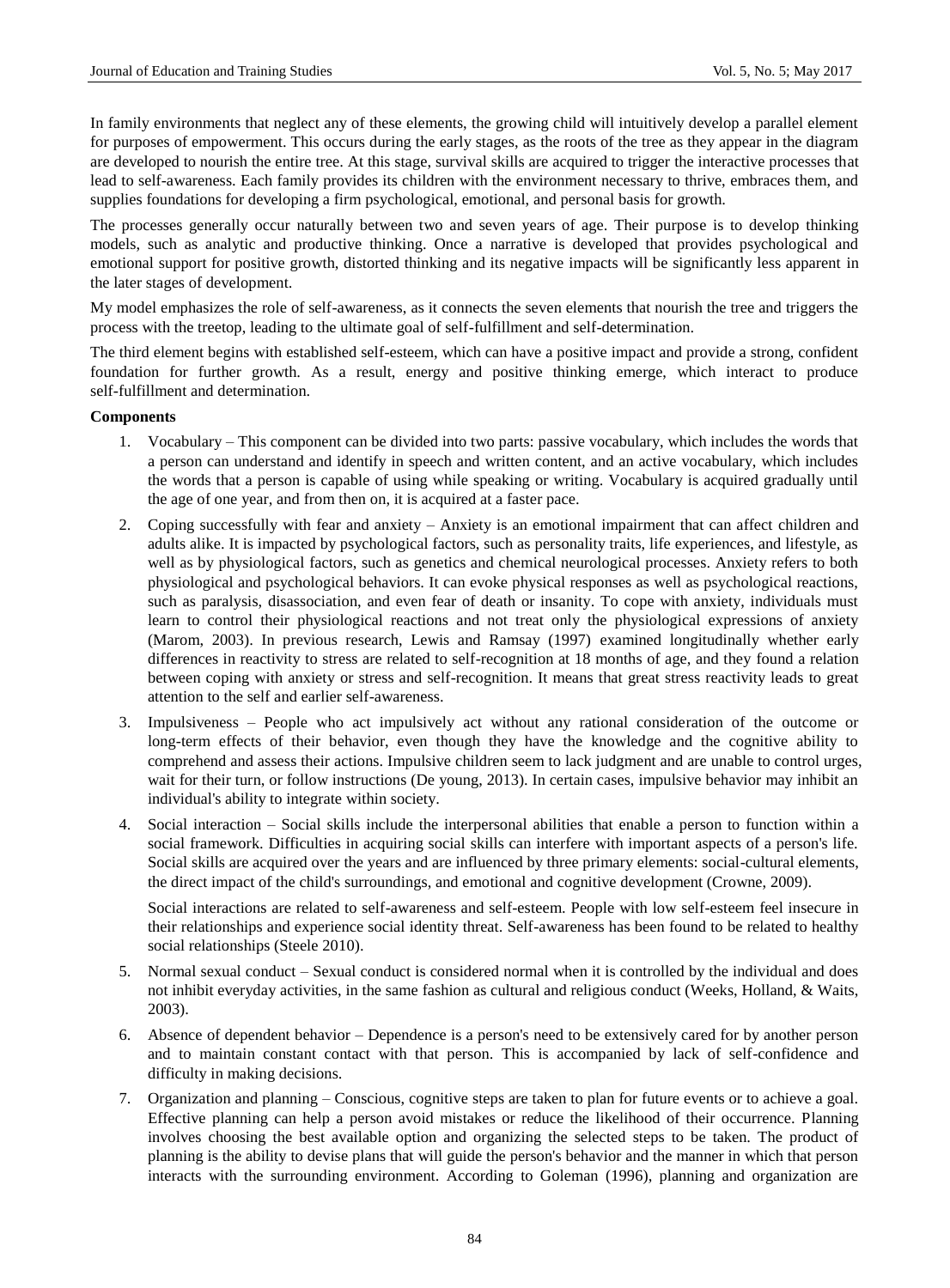In family environments that neglect any of these elements, the growing child will intuitively develop a parallel element for purposes of empowerment. This occurs during the early stages, as the roots of the tree as they appear in the diagram are developed to nourish the entire tree. At this stage, survival skills are acquired to trigger the interactive processes that lead to self-awareness. Each family provides its children with the environment necessary to thrive, embraces them, and supplies foundations for developing a firm psychological, emotional, and personal basis for growth.

The processes generally occur naturally between two and seven years of age. Their purpose is to develop thinking models, such as analytic and productive thinking. Once a narrative is developed that provides psychological and emotional support for positive growth, distorted thinking and its negative impacts will be significantly less apparent in the later stages of development.

My model emphasizes the role of self-awareness, as it connects the seven elements that nourish the tree and triggers the process with the treetop, leading to the ultimate goal of self-fulfillment and self-determination.

The third element begins with established self-esteem, which can have a positive impact and provide a strong, confident foundation for further growth. As a result, energy and positive thinking emerge, which interact to produce self-fulfillment and determination.

**Components**

1. Vocabulary – This component can be divided into two parts: passive vocabulary, which includes the words that a person can understand and identify in speech and written content, and an active vocabulary, which includes the words that a person is capable of using while speaking or writing. Vocabulary is acquired gradually until the age of one year, and from then on, it is acquired at a faster pace.

2. Coping successfully with fear and anxiety – Anxiety is an emotional impairment that can affect children and adults alike. It is impacted by psychological factors, such as personality traits, life experiences, and lifestyle, as well as by physiological factors, such as genetics and chemical neurological processes. Anxiety refers to both physiological and psychological behaviors. It can evoke physical responses as well as psychological reactions, such as paralysis, disassociation, and even fear of death or insanity. To cope with anxiety, individuals must learn to control their physiological reactions and not treat only the physiological expressions of anxiety (Marom, 2003). In previous research, Lewis and Ramsay (1997) examined longitudinally whether early differences in reactivity to stress are related to self-recognition at 18 months of age, and they found a relation between coping with anxiety or stress and self-recognition. It means that great stress reactivity leads to great attention to the self and earlier self-awareness.

3. Impulsiveness – People who act impulsively act without any rational consideration of the outcome or long-term effects of their behavior, even though they have the knowledge and the cognitive ability to comprehend and assess their actions. Impulsive children seem to lack judgment and are unable to control urges, wait for their turn, or follow instructions (De young, 2013). In certain cases, impulsive behavior may inhibit an individual's ability to integrate within society.

4. Social interaction – Social skills include the interpersonal abilities that enable a person to function within a social framework. Difficulties in acquiring social skills can interfere with important aspects of a person's life. Social skills are acquired over the years and are influenced by three primary elements: social-cultural elements, the direct impact of the child's surroundings, and emotional and cognitive development (Crowne, 2009).

   Social interactions are related to self-awareness and self-esteem. People with low self-esteem feel insecure in their relationships and experience social identity threat. Self-awareness has been found to be related to healthy social relationships (Steele 2010).

5. Normal sexual conduct – Sexual conduct is considered normal when it is controlled by the individual and does not inhibit everyday activities, in the same fashion as cultural and religious conduct (Weeks, Holland, & Waits, 2003).

6. Absence of dependent behavior – Dependence is a person's need to be extensively cared for by another person and to maintain constant contact with that person. This is accompanied by lack of self-confidence and difficulty in making decisions.

7. Organization and planning – Conscious, cognitive steps are taken to plan for future events or to achieve a goal. Effective planning can help a person avoid mistakes or reduce the likelihood of their occurrence. Planning involves choosing the best available option and organizing the selected steps to be taken. The product of planning is the ability to devise plans that will guide the person's behavior and the manner in which that person interacts with the surrounding environment. According to Goleman (1996), planning and organization are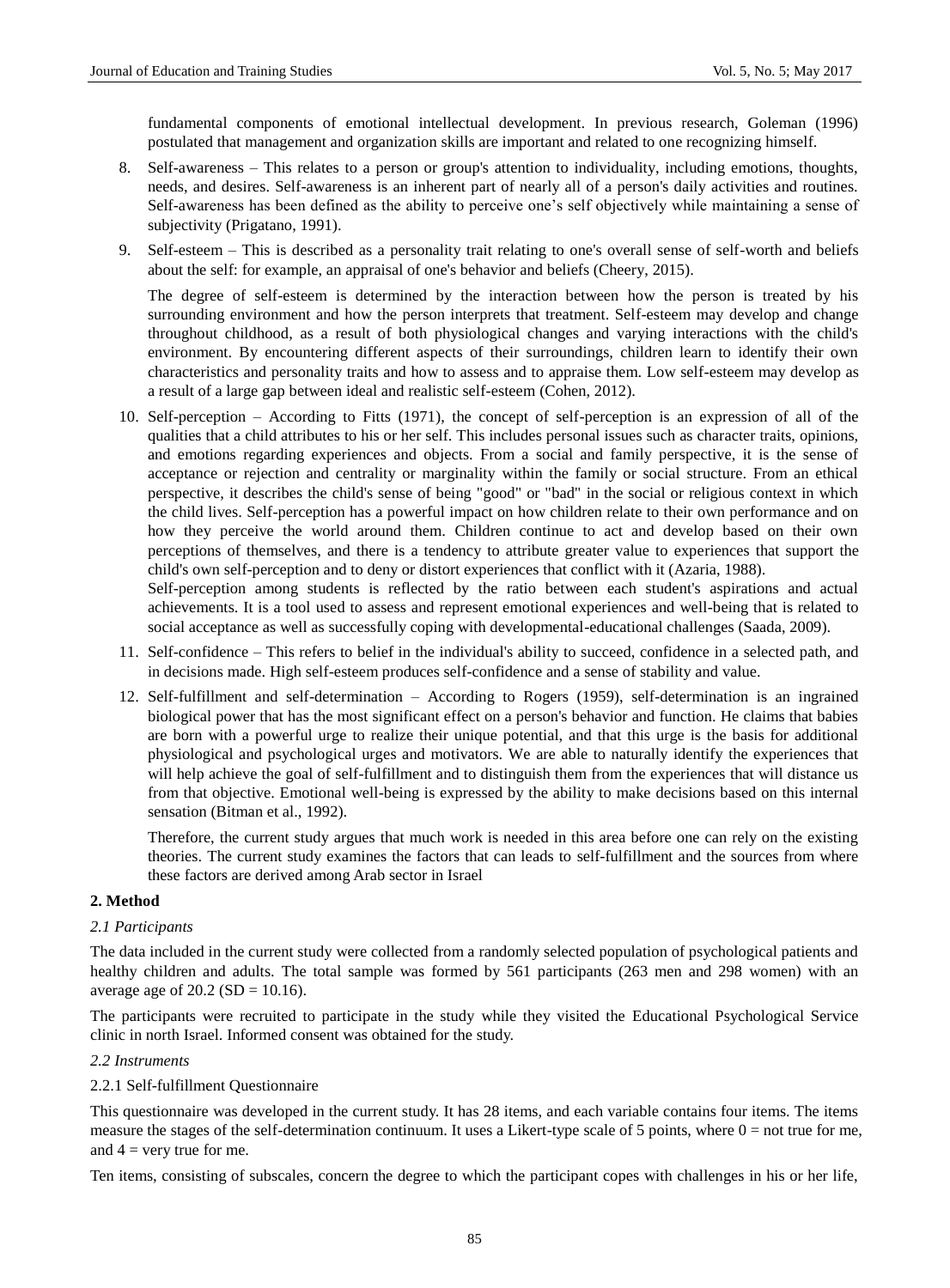fundamental components of emotional intellectual development. In previous research, Goleman (1996) postulated that management and organization skills are important and related to one recognizing himself.

8. Self-awareness – This relates to a person or group's attention to individuality, including emotions, thoughts, needs, and desires. Self-awareness is an inherent part of nearly all of a person's daily activities and routines. Self-awareness has been defined as the ability to perceive one's self objectively while maintaining a sense of subjectivity (Prigatano, 1991).

9. Self-esteem – This is described as a personality trait relating to one's overall sense of self-worth and beliefs about the self: for example, an appraisal of one's behavior and beliefs (Cheery, 2015).

   The degree of self-esteem is determined by the interaction between how the person is treated by his surrounding environment and how the person interprets that treatment. Self-esteem may develop and change throughout childhood, as a result of both physiological changes and varying interactions with the child's environment. By encountering different aspects of their surroundings, children learn to identify their own characteristics and personality traits and how to assess and to appraise them. Low self-esteem may develop as a result of a large gap between ideal and realistic self-esteem (Cohen, 2012).

10. Self-perception – According to Fitts (1971), the concept of self-perception is an expression of all of the qualities that a child attributes to his or her self. This includes personal issues such as character traits, opinions, and emotions regarding experiences and objects. From a social and family perspective, it is the sense of acceptance or rejection and centrality or marginality within the family or social structure. From an ethical perspective, it describes the child's sense of being "good" or "bad" in the social or religious context in which the child lives. Self-perception has a powerful impact on how children relate to their own performance and on how they perceive the world around them. Children continue to act and develop based on their own perceptions of themselves, and there is a tendency to attribute greater value to experiences that support the child's own self-perception and to deny or distort experiences that conflict with it (Azaria, 1988).
    Self-perception among students is reflected by the ratio between each student's aspirations and actual achievements. It is a tool used to assess and represent emotional experiences and well-being that is related to social acceptance as well as successfully coping with developmental-educational challenges (Saada, 2009).

11. Self-confidence – This refers to belief in the individual's ability to succeed, confidence in a selected path, and in decisions made. High self-esteem produces self-confidence and a sense of stability and value.

12. Self-fulfillment and self-determination – According to Rogers (1959), self-determination is an ingrained biological power that has the most significant effect on a person's behavior and function. He claims that babies are born with a powerful urge to realize their unique potential, and that this urge is the basis for additional physiological and psychological urges and motivators. We are able to naturally identify the experiences that will help achieve the goal of self-fulfillment and to distinguish them from the experiences that will distance us from that objective. Emotional well-being is expressed by the ability to make decisions based on this internal sensation (Bitman et al., 1992).

    Therefore, the current study argues that much work is needed in this area before one can rely on the existing theories. The current study examines the factors that can leads to self-fulfillment and the sources from where these factors are derived among Arab sector in Israel

## 2. Method

### *2.1 Participants*

The data included in the current study were collected from a randomly selected population of psychological patients and healthy children and adults. The total sample was formed by 561 participants (263 men and 298 women) with an average age of 20.2 (SD = 10.16).

The participants were recruited to participate in the study while they visited the Educational Psychological Service clinic in north Israel. Informed consent was obtained for the study.

### *2.2 Instruments*

#### 2.2.1 Self-fulfillment Questionnaire

This questionnaire was developed in the current study. It has 28 items, and each variable contains four items. The items measure the stages of the self-determination continuum. It uses a Likert-type scale of 5 points, where 0 = not true for me, and 4 = very true for me.

Ten items, consisting of subscales, concern the degree to which the participant copes with challenges in his or her life,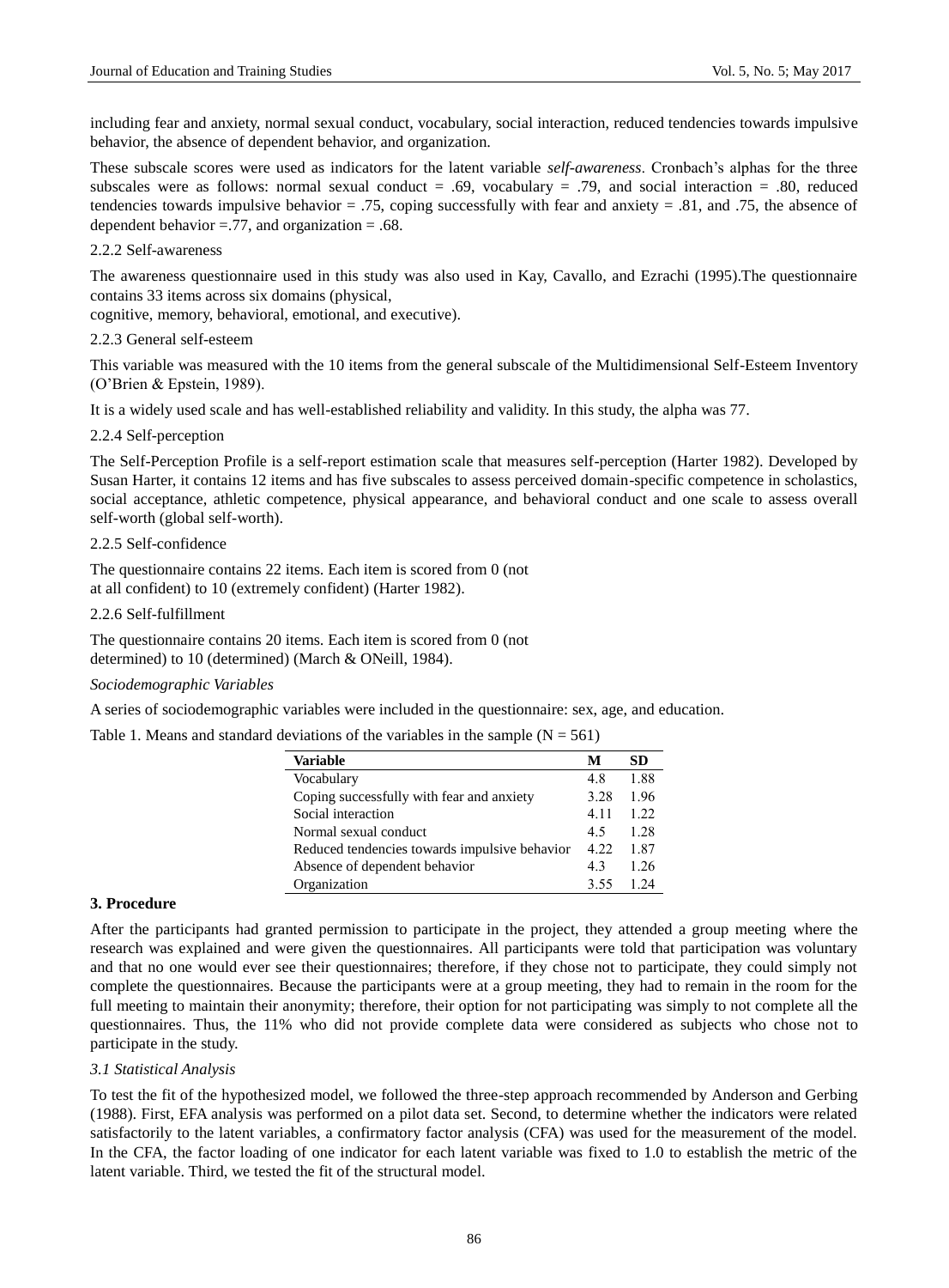including fear and anxiety, normal sexual conduct, vocabulary, social interaction, reduced tendencies towards impulsive behavior, the absence of dependent behavior, and organization.

These subscale scores were used as indicators for the latent variable *self-awareness*. Cronbach's alphas for the three subscales were as follows: normal sexual conduct = .69, vocabulary = .79, and social interaction = .80, reduced tendencies towards impulsive behavior = .75, coping successfully with fear and anxiety = .81, and .75, the absence of dependent behavior =.77, and organization = .68.

2.2.2 Self-awareness

The awareness questionnaire used in this study was also used in Kay, Cavallo, and Ezrachi (1995).The questionnaire contains 33 items across six domains (physical,
cognitive, memory, behavioral, emotional, and executive).

2.2.3 General self-esteem

This variable was measured with the 10 items from the general subscale of the Multidimensional Self-Esteem Inventory (O'Brien & Epstein, 1989).

It is a widely used scale and has well-established reliability and validity. In this study, the alpha was 77.

2.2.4 Self-perception

The Self-Perception Profile is a self-report estimation scale that measures self-perception (Harter 1982). Developed by Susan Harter, it contains 12 items and has five subscales to assess perceived domain-specific competence in scholastics, social acceptance, athletic competence, physical appearance, and behavioral conduct and one scale to assess overall self-worth (global self-worth).

2.2.5 Self-confidence

The questionnaire contains 22 items. Each item is scored from 0 (not
at all confident) to 10 (extremely confident) (Harter 1982).

2.2.6 Self-fulfillment

The questionnaire contains 20 items. Each item is scored from 0 (not
determined) to 10 (determined) (March & ONeill, 1984).

*Sociodemographic Variables*

A series of sociodemographic variables were included in the questionnaire: sex, age, and education.

Table 1. Means and standard deviations of the variables in the sample (N = 561)

| Variable | M | SD |
|---|---|---|
| Vocabulary | 4.8 | 1.88 |
| Coping successfully with fear and anxiety | 3.28 | 1.96 |
| Social interaction | 4.11 | 1.22 |
| Normal sexual conduct | 4.5 | 1.28 |
| Reduced tendencies towards impulsive behavior | 4.22 | 1.87 |
| Absence of dependent behavior | 4.3 | 1.26 |
| Organization | 3.55 | 1.24 |

## 3. Procedure

After the participants had granted permission to participate in the project, they attended a group meeting where the research was explained and were given the questionnaires. All participants were told that participation was voluntary and that no one would ever see their questionnaires; therefore, if they chose not to participate, they could simply not complete the questionnaires. Because the participants were at a group meeting, they had to remain in the room for the full meeting to maintain their anonymity; therefore, their option for not participating was simply to not complete all the questionnaires. Thus, the 11% who did not provide complete data were considered as subjects who chose not to participate in the study.

*3.1 Statistical Analysis*

To test the fit of the hypothesized model, we followed the three-step approach recommended by Anderson and Gerbing (1988). First, EFA analysis was performed on a pilot data set. Second, to determine whether the indicators were related satisfactorily to the latent variables, a confirmatory factor analysis (CFA) was used for the measurement of the model. In the CFA, the factor loading of one indicator for each latent variable was fixed to 1.0 to establish the metric of the latent variable. Third, we tested the fit of the structural model.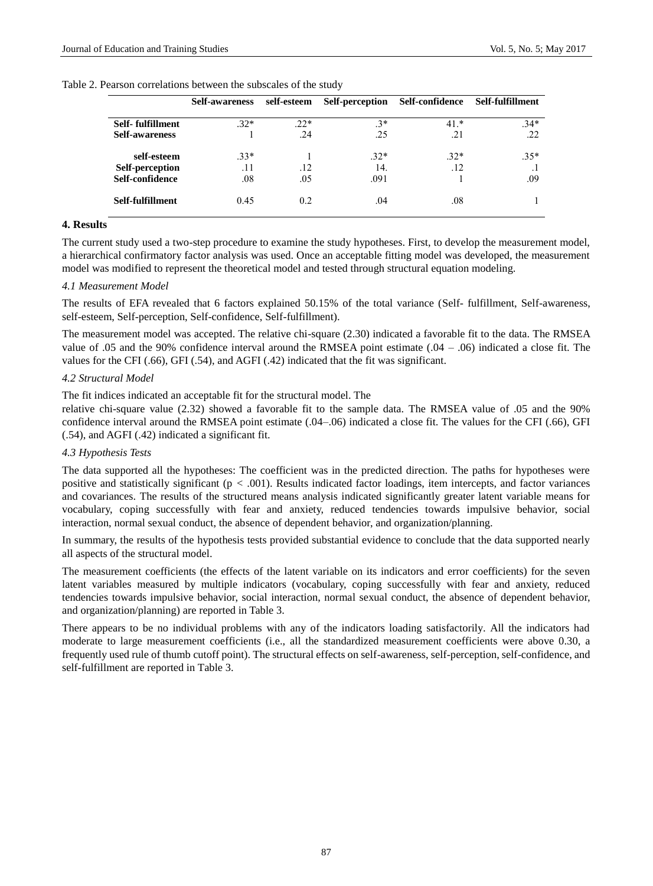Table 2. Pearson correlations between the subscales of the study

| | Self-awareness | self-esteem | Self-perception | Self-confidence | Self-fulfillment |
|---|---|---|---|---|---|
| **Self- fulfillment** | .32* | .22* | .3* | 41.* | .34* |
| **Self-awareness** | 1 | .24 | .25 | .21 | .22 |
| **self-esteem** | .33* | 1 | .32* | .32* | .35* |
| **Self-perception** | .11 | .12 | 14. | .12 | .1 |
| **Self-confidence** | .08 | .05 | .091 | 1 | .09 |
| **Self-fulfillment** | 0.45 | 0.2 | .04 | .08 | 1 |

## 4. Results

The current study used a two-step procedure to examine the study hypotheses. First, to develop the measurement model, a hierarchical confirmatory factor analysis was used. Once an acceptable fitting model was developed, the measurement model was modified to represent the theoretical model and tested through structural equation modeling.

### *4.1 Measurement Model*

The results of EFA revealed that 6 factors explained 50.15% of the total variance (Self- fulfillment, Self-awareness, self-esteem, Self-perception, Self-confidence, Self-fulfillment).

The measurement model was accepted. The relative chi-square (2.30) indicated a favorable fit to the data. The RMSEA value of .05 and the 90% confidence interval around the RMSEA point estimate (.04 – .06) indicated a close fit. The values for the CFI (.66), GFI (.54), and AGFI (.42) indicated that the fit was significant.

### *4.2 Structural Model*

The fit indices indicated an acceptable fit for the structural model. The

relative chi-square value (2.32) showed a favorable fit to the sample data. The RMSEA value of .05 and the 90% confidence interval around the RMSEA point estimate (.04–.06) indicated a close fit. The values for the CFI (.66), GFI (.54), and AGFI (.42) indicated a significant fit.

### *4.3 Hypothesis Tests*

The data supported all the hypotheses: The coefficient was in the predicted direction. The paths for hypotheses were positive and statistically significant ($p < .001$). Results indicated factor loadings, item intercepts, and factor variances and covariances. The results of the structured means analysis indicated significantly greater latent variable means for vocabulary, coping successfully with fear and anxiety, reduced tendencies towards impulsive behavior, social interaction, normal sexual conduct, the absence of dependent behavior, and organization/planning.

In summary, the results of the hypothesis tests provided substantial evidence to conclude that the data supported nearly all aspects of the structural model.

The measurement coefficients (the effects of the latent variable on its indicators and error coefficients) for the seven latent variables measured by multiple indicators (vocabulary, coping successfully with fear and anxiety, reduced tendencies towards impulsive behavior, social interaction, normal sexual conduct, the absence of dependent behavior, and organization/planning) are reported in Table 3.

There appears to be no individual problems with any of the indicators loading satisfactorily. All the indicators had moderate to large measurement coefficients (i.e., all the standardized measurement coefficients were above 0.30, a frequently used rule of thumb cutoff point). The structural effects on self-awareness, self-perception, self-confidence, and self-fulfillment are reported in Table 3.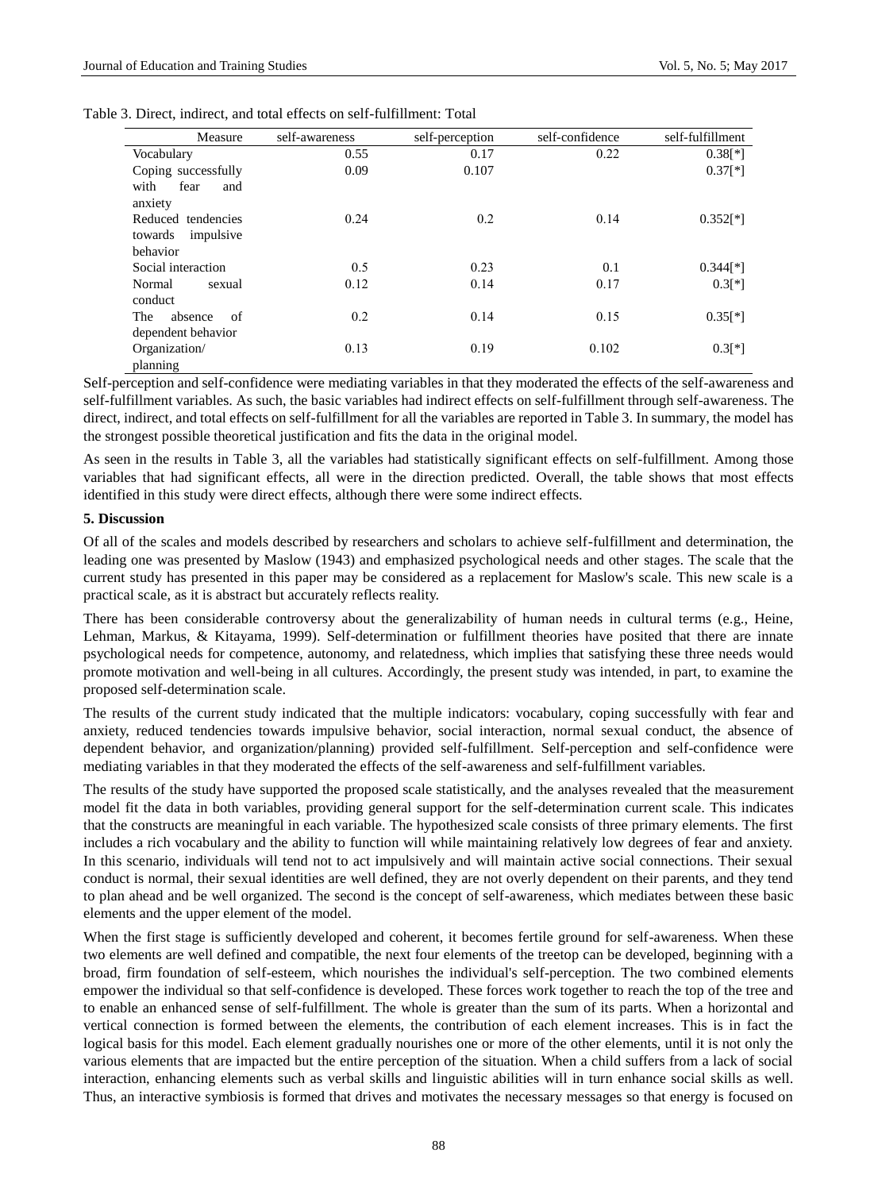Table 3. Direct, indirect, and total effects on self-fulfillment: Total

| Measure | self-awareness | self-perception | self-confidence | self-fulfillment |
|---|---|---|---|---|
| Vocabulary | 0.55 | 0.17 | 0.22 | 0.38[*] |
| Coping successfully with fear and anxiety | 0.09 | 0.107 | | 0.37[*] |
| Reduced tendencies towards impulsive behavior | 0.24 | 0.2 | 0.14 | 0.352[*] |
| Social interaction | 0.5 | 0.23 | 0.1 | 0.344[*] |
| Normal sexual conduct | 0.12 | 0.14 | 0.17 | 0.3[*] |
| The absence of dependent behavior | 0.2 | 0.14 | 0.15 | 0.35[*] |
| Organization/ planning | 0.13 | 0.19 | 0.102 | 0.3[*] |

Self-perception and self-confidence were mediating variables in that they moderated the effects of the self-awareness and self-fulfillment variables. As such, the basic variables had indirect effects on self-fulfillment through self-awareness. The direct, indirect, and total effects on self-fulfillment for all the variables are reported in Table 3. In summary, the model has the strongest possible theoretical justification and fits the data in the original model.

As seen in the results in Table 3, all the variables had statistically significant effects on self-fulfillment. Among those variables that had significant effects, all were in the direction predicted. Overall, the table shows that most effects identified in this study were direct effects, although there were some indirect effects.

## 5. Discussion

Of all of the scales and models described by researchers and scholars to achieve self-fulfillment and determination, the leading one was presented by Maslow (1943) and emphasized psychological needs and other stages. The scale that the current study has presented in this paper may be considered as a replacement for Maslow's scale. This new scale is a practical scale, as it is abstract but accurately reflects reality.

There has been considerable controversy about the generalizability of human needs in cultural terms (e.g., Heine, Lehman, Markus, & Kitayama, 1999). Self-determination or fulfillment theories have posited that there are innate psychological needs for competence, autonomy, and relatedness, which implies that satisfying these three needs would promote motivation and well-being in all cultures. Accordingly, the present study was intended, in part, to examine the proposed self-determination scale.

The results of the current study indicated that the multiple indicators: vocabulary, coping successfully with fear and anxiety, reduced tendencies towards impulsive behavior, social interaction, normal sexual conduct, the absence of dependent behavior, and organization/planning) provided self-fulfillment. Self-perception and self-confidence were mediating variables in that they moderated the effects of the self-awareness and self-fulfillment variables.

The results of the study have supported the proposed scale statistically, and the analyses revealed that the measurement model fit the data in both variables, providing general support for the self-determination current scale. This indicates that the constructs are meaningful in each variable. The hypothesized scale consists of three primary elements. The first includes a rich vocabulary and the ability to function will while maintaining relatively low degrees of fear and anxiety. In this scenario, individuals will tend not to act impulsively and will maintain active social connections. Their sexual conduct is normal, their sexual identities are well defined, they are not overly dependent on their parents, and they tend to plan ahead and be well organized. The second is the concept of self-awareness, which mediates between these basic elements and the upper element of the model.

When the first stage is sufficiently developed and coherent, it becomes fertile ground for self-awareness. When these two elements are well defined and compatible, the next four elements of the treetop can be developed, beginning with a broad, firm foundation of self-esteem, which nourishes the individual's self-perception. The two combined elements empower the individual so that self-confidence is developed. These forces work together to reach the top of the tree and to enable an enhanced sense of self-fulfillment. The whole is greater than the sum of its parts. When a horizontal and vertical connection is formed between the elements, the contribution of each element increases. This is in fact the logical basis for this model. Each element gradually nourishes one or more of the other elements, until it is not only the various elements that are impacted but the entire perception of the situation. When a child suffers from a lack of social interaction, enhancing elements such as verbal skills and linguistic abilities will in turn enhance social skills as well. Thus, an interactive symbiosis is formed that drives and motivates the necessary messages so that energy is focused on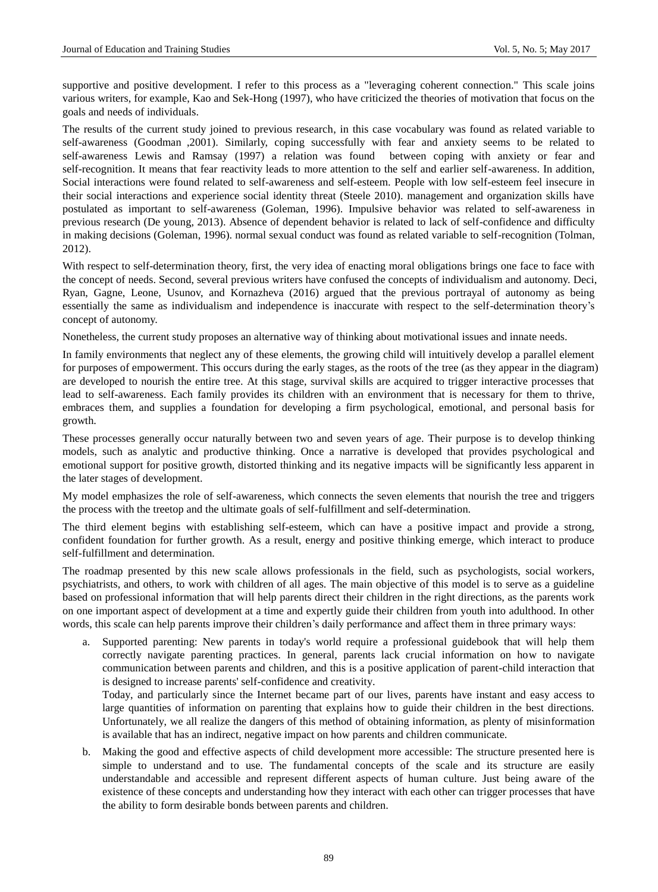supportive and positive development. I refer to this process as a "leveraging coherent connection." This scale joins various writers, for example, Kao and Sek-Hong (1997), who have criticized the theories of motivation that focus on the goals and needs of individuals.

The results of the current study joined to previous research, in this case vocabulary was found as related variable to self-awareness (Goodman ,2001). Similarly, coping successfully with fear and anxiety seems to be related to self-awareness Lewis and Ramsay (1997) a relation was found between coping with anxiety or fear and self-recognition. It means that fear reactivity leads to more attention to the self and earlier self-awareness. In addition, Social interactions were found related to self-awareness and self-esteem. People with low self-esteem feel insecure in their social interactions and experience social identity threat (Steele 2010). management and organization skills have postulated as important to self-awareness (Goleman, 1996). Impulsive behavior was related to self-awareness in previous research (De young, 2013). Absence of dependent behavior is related to lack of self-confidence and difficulty in making decisions (Goleman, 1996). normal sexual conduct was found as related variable to self-recognition (Tolman, 2012).

With respect to self-determination theory, first, the very idea of enacting moral obligations brings one face to face with the concept of needs. Second, several previous writers have confused the concepts of individualism and autonomy. Deci, Ryan, Gagne, Leone, Usunov, and Kornazheva (2016) argued that the previous portrayal of autonomy as being essentially the same as individualism and independence is inaccurate with respect to the self-determination theory's concept of autonomy.

Nonetheless, the current study proposes an alternative way of thinking about motivational issues and innate needs.

In family environments that neglect any of these elements, the growing child will intuitively develop a parallel element for purposes of empowerment. This occurs during the early stages, as the roots of the tree (as they appear in the diagram) are developed to nourish the entire tree. At this stage, survival skills are acquired to trigger interactive processes that lead to self-awareness. Each family provides its children with an environment that is necessary for them to thrive, embraces them, and supplies a foundation for developing a firm psychological, emotional, and personal basis for growth.

These processes generally occur naturally between two and seven years of age. Their purpose is to develop thinking models, such as analytic and productive thinking. Once a narrative is developed that provides psychological and emotional support for positive growth, distorted thinking and its negative impacts will be significantly less apparent in the later stages of development.

My model emphasizes the role of self-awareness, which connects the seven elements that nourish the tree and triggers the process with the treetop and the ultimate goals of self-fulfillment and self-determination.

The third element begins with establishing self-esteem, which can have a positive impact and provide a strong, confident foundation for further growth. As a result, energy and positive thinking emerge, which interact to produce self-fulfillment and determination.

The roadmap presented by this new scale allows professionals in the field, such as psychologists, social workers, psychiatrists, and others, to work with children of all ages. The main objective of this model is to serve as a guideline based on professional information that will help parents direct their children in the right directions, as the parents work on one important aspect of development at a time and expertly guide their children from youth into adulthood. In other words, this scale can help parents improve their children's daily performance and affect them in three primary ways:

a. Supported parenting: New parents in today's world require a professional guidebook that will help them correctly navigate parenting practices. In general, parents lack crucial information on how to navigate communication between parents and children, and this is a positive application of parent-child interaction that is designed to increase parents' self-confidence and creativity.

   Today, and particularly since the Internet became part of our lives, parents have instant and easy access to large quantities of information on parenting that explains how to guide their children in the best directions. Unfortunately, we all realize the dangers of this method of obtaining information, as plenty of misinformation is available that has an indirect, negative impact on how parents and children communicate.

b. Making the good and effective aspects of child development more accessible: The structure presented here is simple to understand and to use. The fundamental concepts of the scale and its structure are easily understandable and accessible and represent different aspects of human culture. Just being aware of the existence of these concepts and understanding how they interact with each other can trigger processes that have the ability to form desirable bonds between parents and children.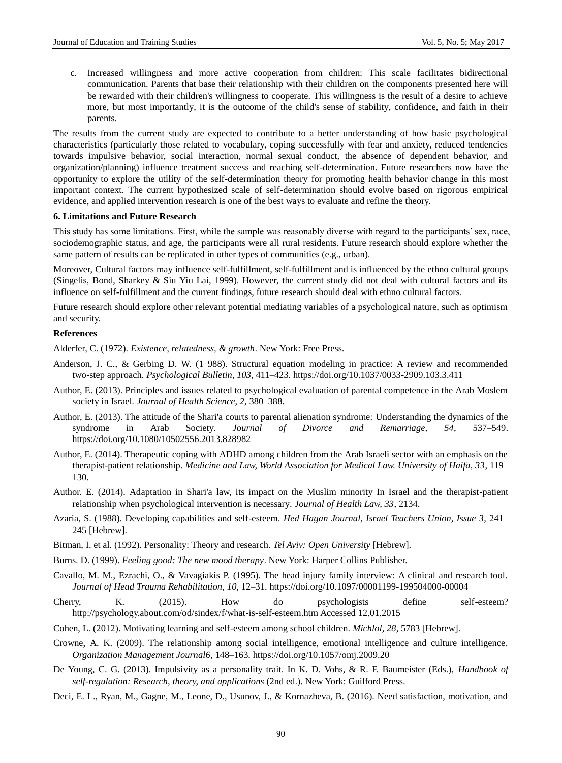c. Increased willingness and more active cooperation from children: This scale facilitates bidirectional communication. Parents that base their relationship with their children on the components presented here will be rewarded with their children's willingness to cooperate. This willingness is the result of a desire to achieve more, but most importantly, it is the outcome of the child's sense of stability, confidence, and faith in their parents.

The results from the current study are expected to contribute to a better understanding of how basic psychological characteristics (particularly those related to vocabulary, coping successfully with fear and anxiety, reduced tendencies towards impulsive behavior, social interaction, normal sexual conduct, the absence of dependent behavior, and organization/planning) influence treatment success and reaching self-determination. Future researchers now have the opportunity to explore the utility of the self-determination theory for promoting health behavior change in this most important context. The current hypothesized scale of self-determination should evolve based on rigorous empirical evidence, and applied intervention research is one of the best ways to evaluate and refine the theory.

## 6. Limitations and Future Research

This study has some limitations. First, while the sample was reasonably diverse with regard to the participants' sex, race, sociodemographic status, and age, the participants were all rural residents. Future research should explore whether the same pattern of results can be replicated in other types of communities (e.g., urban).

Moreover, Cultural factors may influence self-fulfillment, self-fulfillment and is influenced by the ethno cultural groups (Singelis, Bond, Sharkey & Siu Yiu Lai, 1999). However, the current study did not deal with cultural factors and its influence on self-fulfillment and the current findings, future research should deal with ethno cultural factors.

Future research should explore other relevant potential mediating variables of a psychological nature, such as optimism and security.

## References

Alderfer, C. (1972). *Existence, relatedness, & growth*. New York: Free Press.

Anderson, J. C., & Gerbing D. W. (1 988). Structural equation modeling in practice: A review and recommended two-step approach. *Psychological Bulletin*, *103*, 411–423. https://doi.org/10.1037/0033-2909.103.3.411

Author, E. (2013). Principles and issues related to psychological evaluation of parental competence in the Arab Moslem society in Israel. *Journal of Health Science, 2*, 380–388.

Author, E. (2013). The attitude of the Shari'a courts to parental alienation syndrome: Understanding the dynamics of the syndrome in Arab Society. *Journal of Divorce and Remarriage, 54*, 537–549. https://doi.org/10.1080/10502556.2013.828982

Author, E. (2014). Therapeutic coping with ADHD among children from the Arab Israeli sector with an emphasis on the therapist-patient relationship. *Medicine and Law, World Association for Medical Law. University of Haifa, 33*, 119–130.

Author. E. (2014). Adaptation in Shari'a law, its impact on the Muslim minority In Israel and the therapist-patient relationship when psychological intervention is necessary. *Journal of Health Law, 33*, 2134.

Azaria, S. (1988). Developing capabilities and self-esteem. *Hed Hagan Journal, Israel Teachers Union, Issue 3*, 241–245 [Hebrew].

Bitman, I. et al. (1992). Personality: Theory and research. *Tel Aviv: Open University* [Hebrew].

Burns. D. (1999). *Feeling good: The new mood therapy*. New York: Harper Collins Publisher.

Cavallo, M. M., Ezrachi, O., & Vavagiakis P. (1995). The head injury family interview: A clinical and research tool. *Journal of Head Trauma Rehabilitation*, *10*, 12–31. https://doi.org/10.1097/00001199-199504000-00004

Cherry, K. (2015). How do psychologists define self-esteem? http://psychology.about.com/od/sindex/f/what-is-self-esteem.htm Accessed 12.01.2015

Cohen, L. (2012). Motivating learning and self-esteem among school children. *Michlol, 28*, 5783 [Hebrew].

Crowne, A. K. (2009). The relationship among social intelligence, emotional intelligence and culture intelligence. *Organization Management Journal6*, 148–163. https://doi.org/10.1057/omj.2009.20

De Young, C. G. (2013). Impulsivity as a personality trait. In K. D. Vohs, & R. F. Baumeister (Eds.), *Handbook of self-regulation: Research, theory, and applications* (2nd ed.). New York: Guilford Press.

Deci, E. L., Ryan, M., Gagne, M., Leone, D., Usunov, J., & Kornazheva, B. (2016). Need satisfaction, motivation, and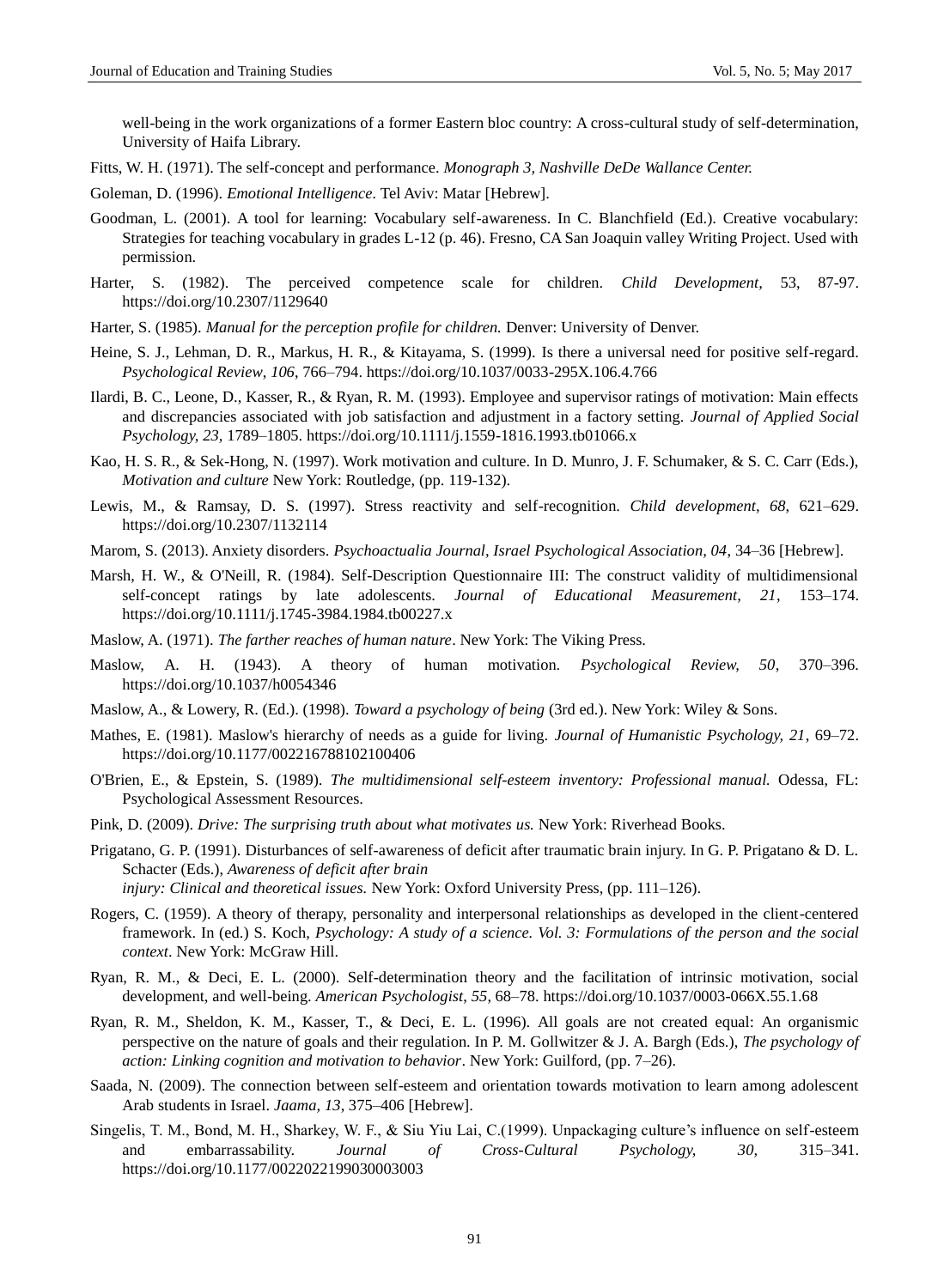well-being in the work organizations of a former Eastern bloc country: A cross-cultural study of self-determination, University of Haifa Library.

Fitts, W. H. (1971). The self-concept and performance. *Monograph 3, Nashville DeDe Wallance Center.*

Goleman, D. (1996). *Emotional Intelligence.* Tel Aviv: Matar [Hebrew].

Goodman, L. (2001). A tool for learning: Vocabulary self-awareness. In C. Blanchfield (Ed.). Creative vocabulary: Strategies for teaching vocabulary in grades L-12 (p. 46). Fresno, CA San Joaquin valley Writing Project. Used with permission.

Harter, S. (1982). The perceived competence scale for children. *Child Development,* 53, 87-97. https://doi.org/10.2307/1129640

Harter, S. (1985). *Manual for the perception profile for children.* Denver: University of Denver.

Heine, S. J., Lehman, D. R., Markus, H. R., & Kitayama, S. (1999). Is there a universal need for positive self-regard. *Psychological Review, 106*, 766–794. https://doi.org/10.1037/0033-295X.106.4.766

Ilardi, B. C., Leone, D., Kasser, R., & Ryan, R. M. (1993). Employee and supervisor ratings of motivation: Main effects and discrepancies associated with job satisfaction and adjustment in a factory setting. *Journal of Applied Social Psychology, 23,* 1789–1805. https://doi.org/10.1111/j.1559-1816.1993.tb01066.x

Kao, H. S. R., & Sek-Hong, N. (1997). Work motivation and culture. In D. Munro, J. F. Schumaker, & S. C. Carr (Eds.), *Motivation and culture* New York: Routledge, (pp. 119-132).

Lewis, M., & Ramsay, D. S. (1997). Stress reactivity and self-recognition. *Child development, 68*, 621–629. https://doi.org/10.2307/1132114

Marom, S. (2013). Anxiety disorders. *Psychoactualia Journal, Israel Psychological Association, 04*, 34–36 [Hebrew].

Marsh, H. W., & O'Neill, R. (1984). Self-Description Questionnaire III: The construct validity of multidimensional self-concept ratings by late adolescents. *Journal of Educational Measurement, 21*, 153–174. https://doi.org/10.1111/j.1745-3984.1984.tb00227.x

Maslow, A. (1971). *The farther reaches of human nature*. New York: The Viking Press.

Maslow, A. H. (1943). A theory of human motivation. *Psychological Review, 50*, 370–396. https://doi.org/10.1037/h0054346

Maslow, A., & Lowery, R. (Ed.). (1998). *Toward a psychology of being* (3rd ed.). New York: Wiley & Sons.

Mathes, E. (1981). Maslow's hierarchy of needs as a guide for living. *Journal of Humanistic Psychology, 21*, 69–72. https://doi.org/10.1177/002216788102100406

O'Brien, E., & Epstein, S. (1989). *The multidimensional self-esteem inventory: Professional manual.* Odessa, FL: Psychological Assessment Resources.

Pink, D. (2009). *Drive: The surprising truth about what motivates us.* New York: Riverhead Books.

Prigatano, G. P. (1991). Disturbances of self-awareness of deficit after traumatic brain injury. In G. P. Prigatano & D. L. Schacter (Eds.), *Awareness of deficit after brain injury: Clinical and theoretical issues.* New York: Oxford University Press, (pp. 111–126).

Rogers, C. (1959). A theory of therapy, personality and interpersonal relationships as developed in the client-centered framework. In (ed.) S. Koch, *Psychology: A study of a science. Vol. 3: Formulations of the person and the social context*. New York: McGraw Hill.

Ryan, R. M., & Deci, E. L. (2000). Self-determination theory and the facilitation of intrinsic motivation, social development, and well-being. *American Psychologist*, *55*, 68–78. https://doi.org/10.1037/0003-066X.55.1.68

Ryan, R. M., Sheldon, K. M., Kasser, T., & Deci, E. L. (1996). All goals are not created equal: An organismic perspective on the nature of goals and their regulation. In P. M. Gollwitzer & J. A. Bargh (Eds.), *The psychology of action: Linking cognition and motivation to behavior*. New York: Guilford, (pp. 7–26).

Saada, N. (2009). The connection between self-esteem and orientation towards motivation to learn among adolescent Arab students in Israel. *Jaama, 13*, 375–406 [Hebrew].

Singelis, T. M., Bond, M. H., Sharkey, W. F., & Siu Yiu Lai, C.(1999). Unpackaging culture's influence on self-esteem and embarrassability. *Journal of Cross-Cultural Psychology, 30,* 315–341. https://doi.org/10.1177/0022022199030003003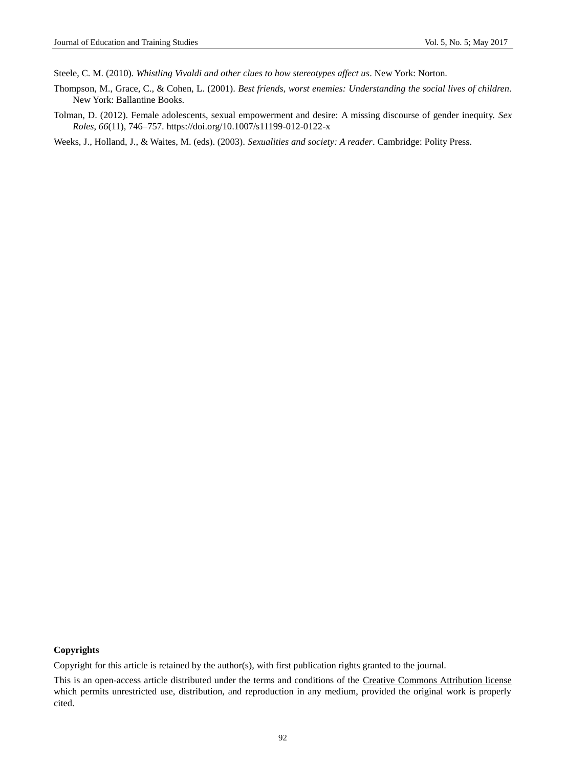Steele, C. M. (2010). *Whistling Vivaldi and other clues to how stereotypes affect us*. New York: Norton.

Thompson, M., Grace, C., & Cohen, L. (2001). *Best friends, worst enemies: Understanding the social lives of children*. New York: Ballantine Books.

Tolman, D. (2012). Female adolescents, sexual empowerment and desire: A missing discourse of gender inequity. *Sex Roles*, *66*(11), 746–757. https://doi.org/10.1007/s11199-012-0122-x

Weeks, J., Holland, J., & Waites, M. (eds). (2003). *Sexualities and society: A reader*. Cambridge: Polity Press.

**Copyrights**

Copyright for this article is retained by the author(s), with first publication rights granted to the journal.

This is an open-access article distributed under the terms and conditions of the Creative Commons Attribution license which permits unrestricted use, distribution, and reproduction in any medium, provided the original work is properly cited.